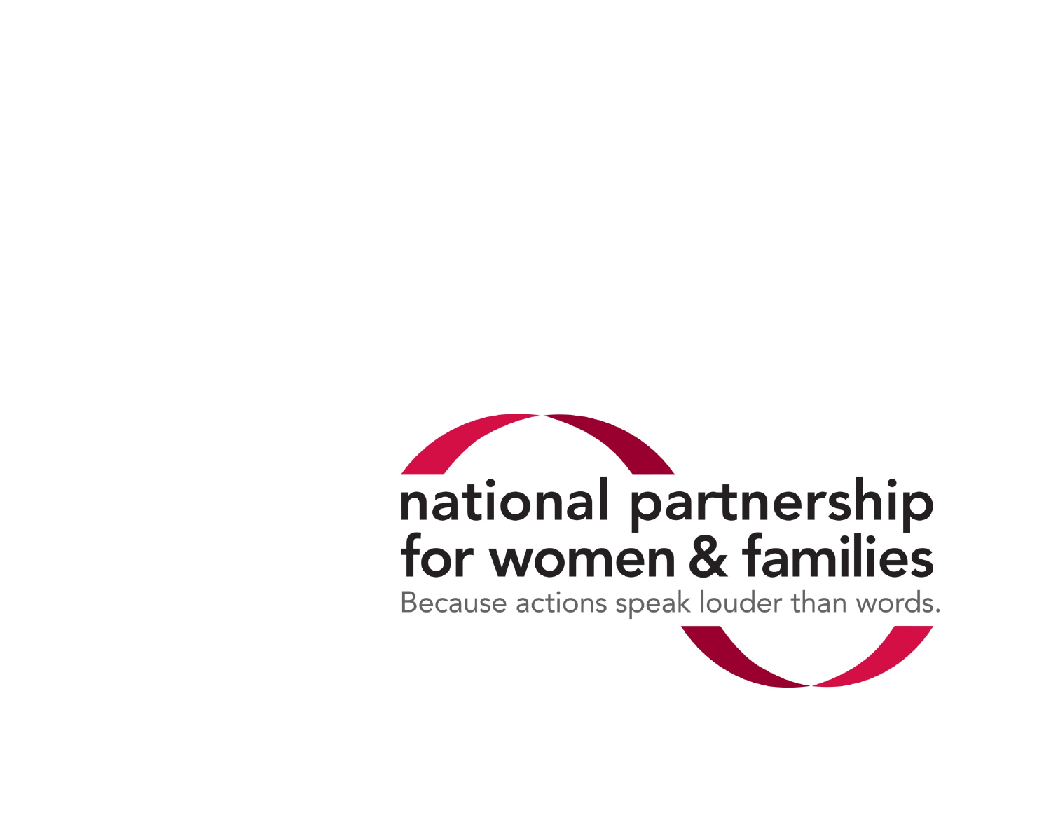national partnership for women & families

Because actions speak louder than words.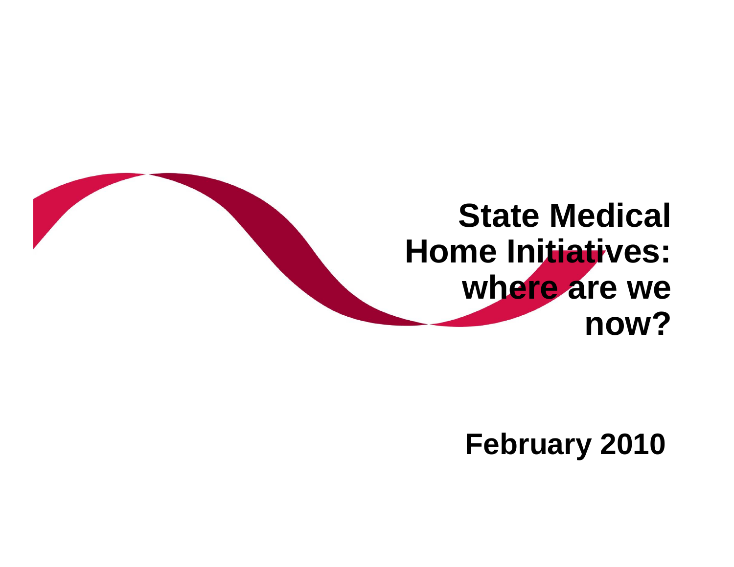# State Medical Home Initiatives: where are we now?

**February 2010**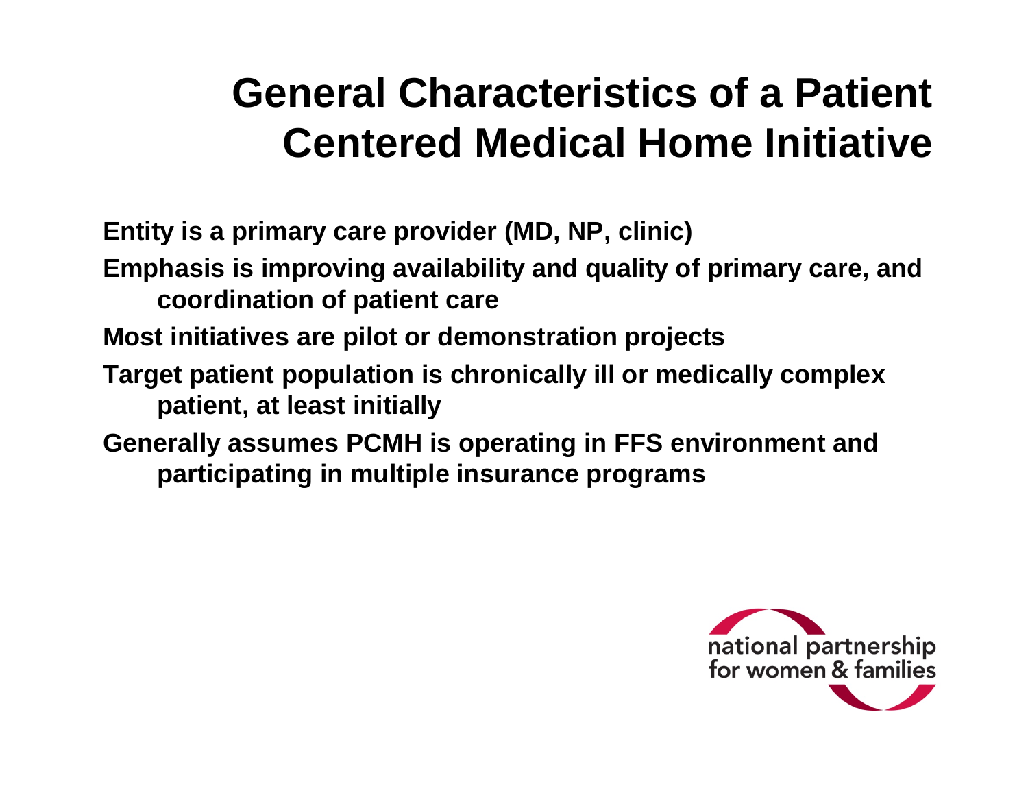# General Characteristics of a Patient Centered Medical Home Initiative

**Entity is a primary care provider (MD, NP, clinic)**

**Emphasis is improving availability and quality of primary care, and coordination of patient care**

**Most initiatives are pilot or demonstration projects**

**Target patient population is chronically ill or medically complex patient, at least initially**

**Generally assumes PCMH is operating in FFS environment and participating in multiple insurance programs**

national partnership for women & families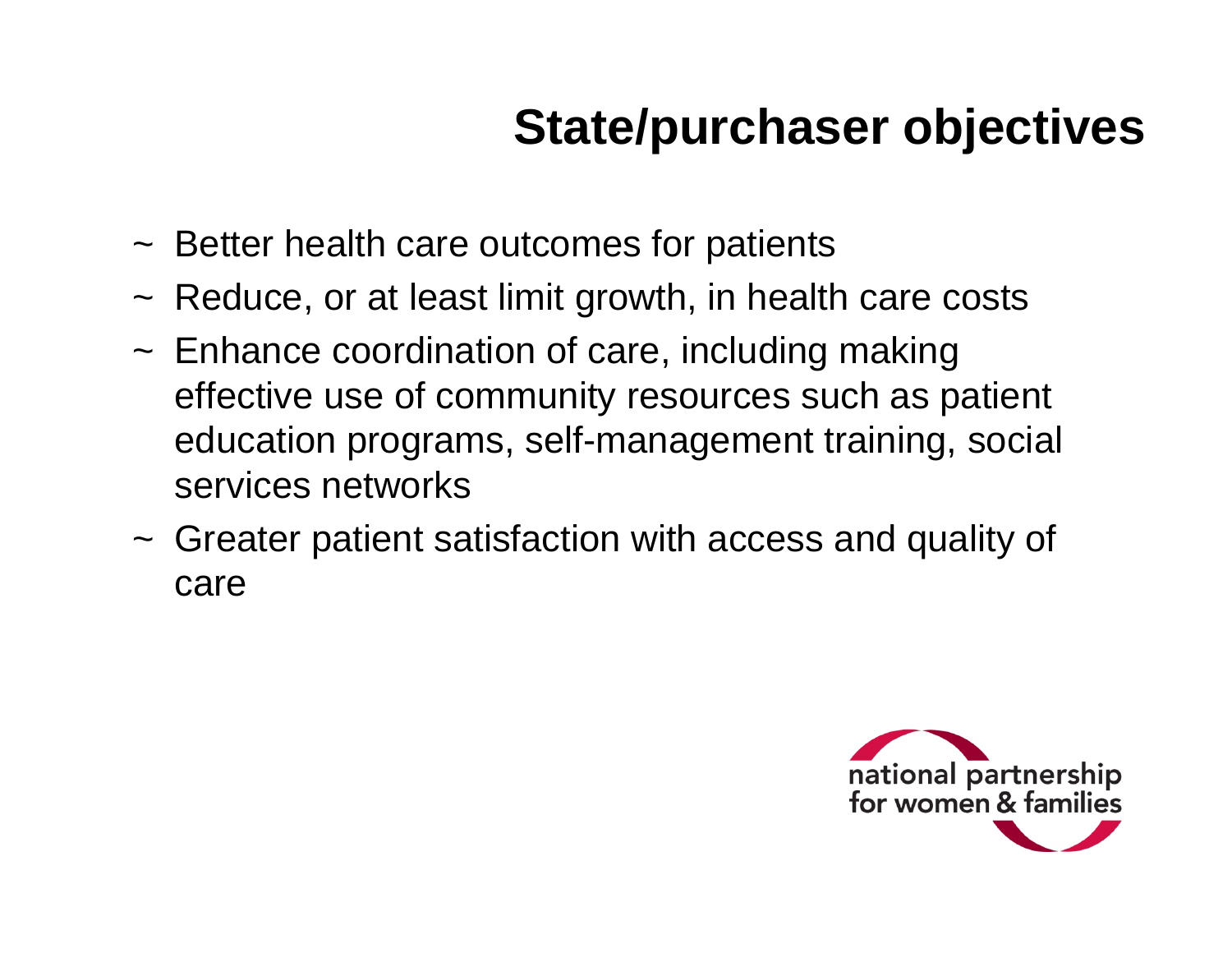# State/purchaser objectives

- Better health care outcomes for patients
- Reduce, or at least limit growth, in health care costs
- Enhance coordination of care, including making effective use of community resources such as patient education programs, self-management training, social services networks
- Greater patient satisfaction with access and quality of care

national partnership for women & families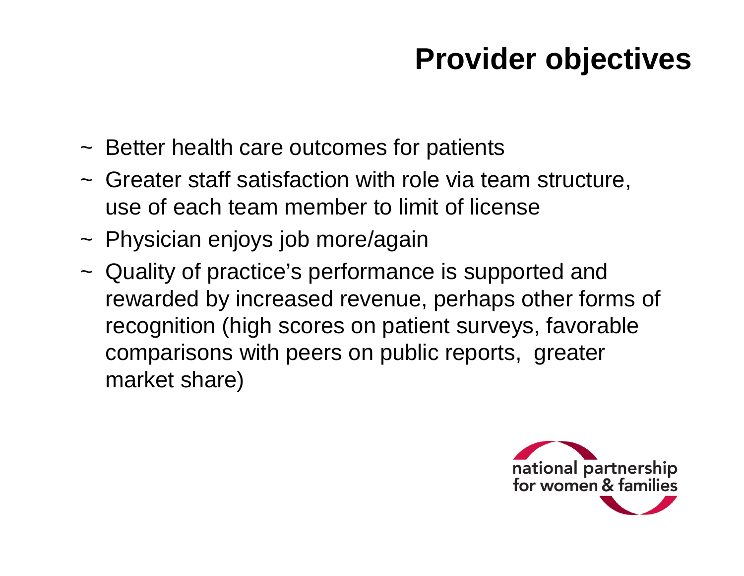# Provider objectives

- Better health care outcomes for patients
- Greater staff satisfaction with role via team structure, use of each team member to limit of license
- Physician enjoys job more/again
- Quality of practice's performance is supported and rewarded by increased revenue, perhaps other forms of recognition (high scores on patient surveys, favorable comparisons with peers on public reports, greater market share)

national partnership for women & families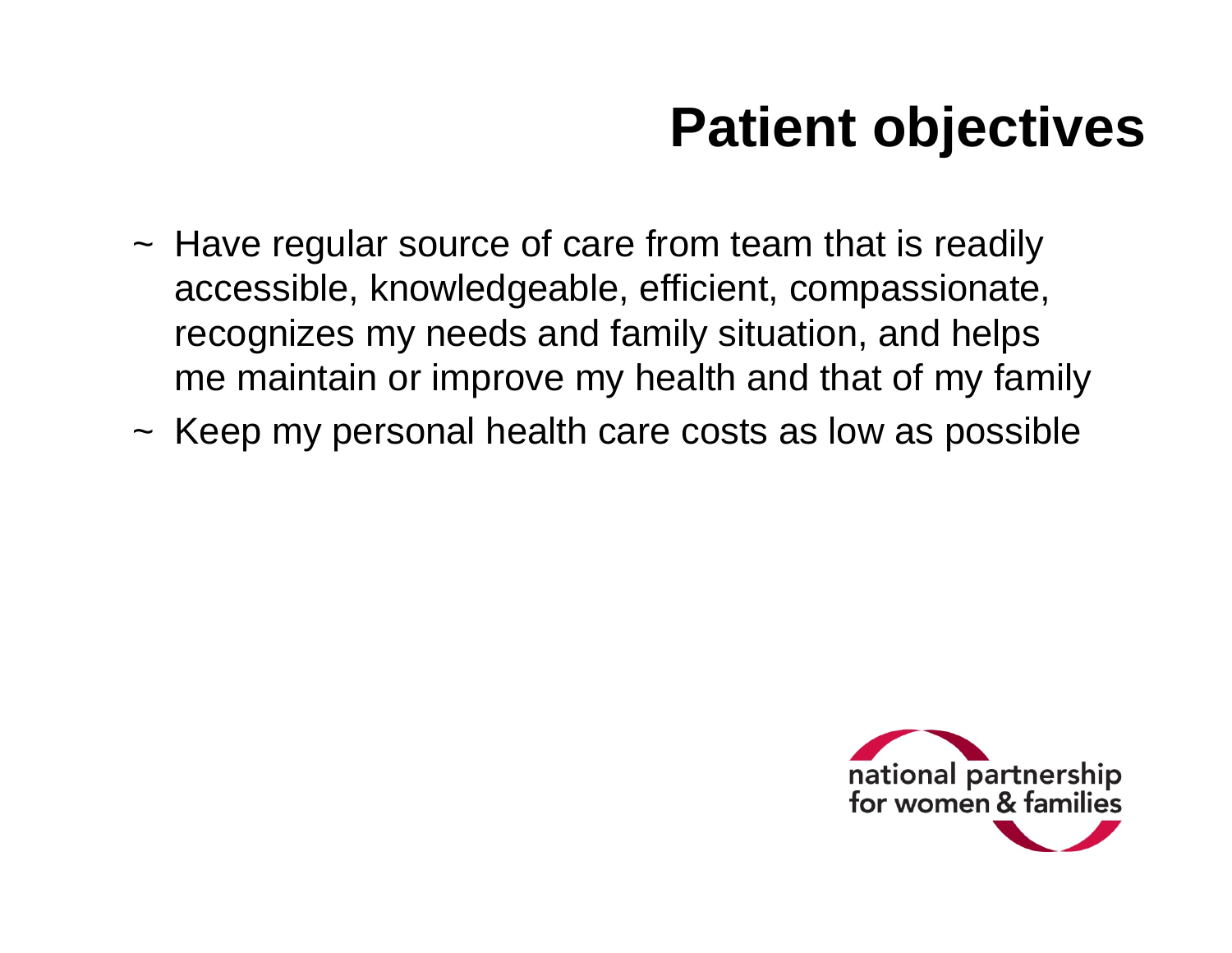# Patient objectives

- ~ Have regular source of care from team that is readily accessible, knowledgeable, efficient, compassionate, recognizes my needs and family situation, and helps me maintain or improve my health and that of my family
- ~ Keep my personal health care costs as low as possible

national partnership for women & families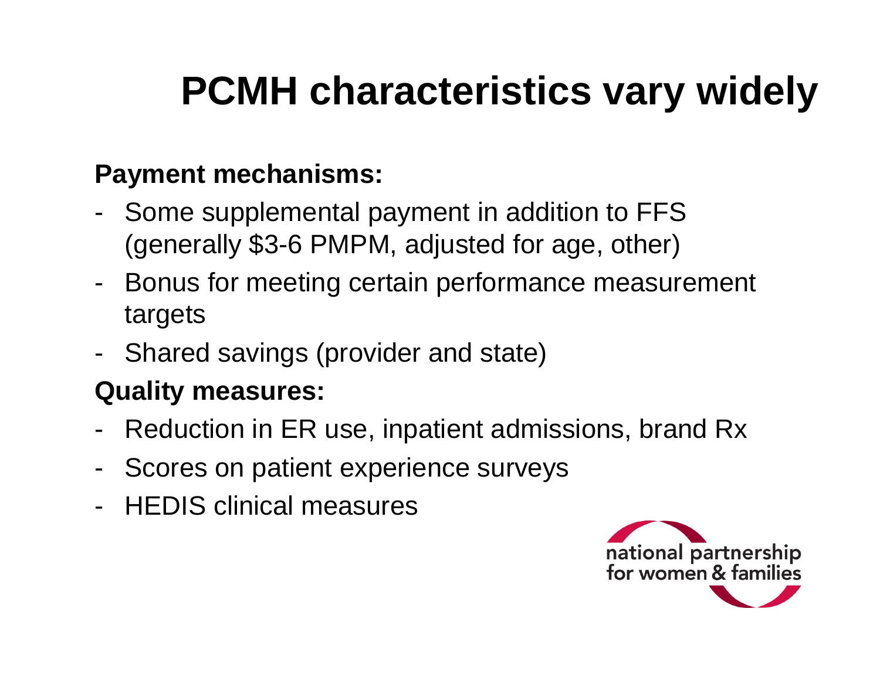# PCMH characteristics vary widely

**Payment mechanisms:**

- Some supplemental payment in addition to FFS (generally $3-6 PMPM, adjusted for age, other)
- Bonus for meeting certain performance measurement targets
- Shared savings (provider and state)

**Quality measures:**

- Reduction in ER use, inpatient admissions, brand Rx
- Scores on patient experience surveys
- HEDIS clinical measures

national partnership for women & families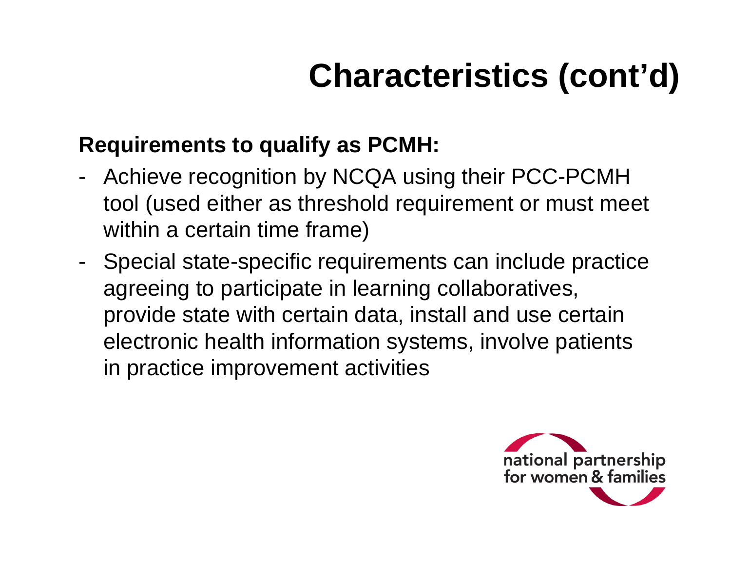# Characteristics (cont'd)

**Requirements to qualify as PCMH:**

- Achieve recognition by NCQA using their PCC-PCMH tool (used either as threshold requirement or must meet within a certain time frame)
- Special state-specific requirements can include practice agreeing to participate in learning collaboratives, provide state with certain data, install and use certain electronic health information systems, involve patients in practice improvement activities

national partnership for women & families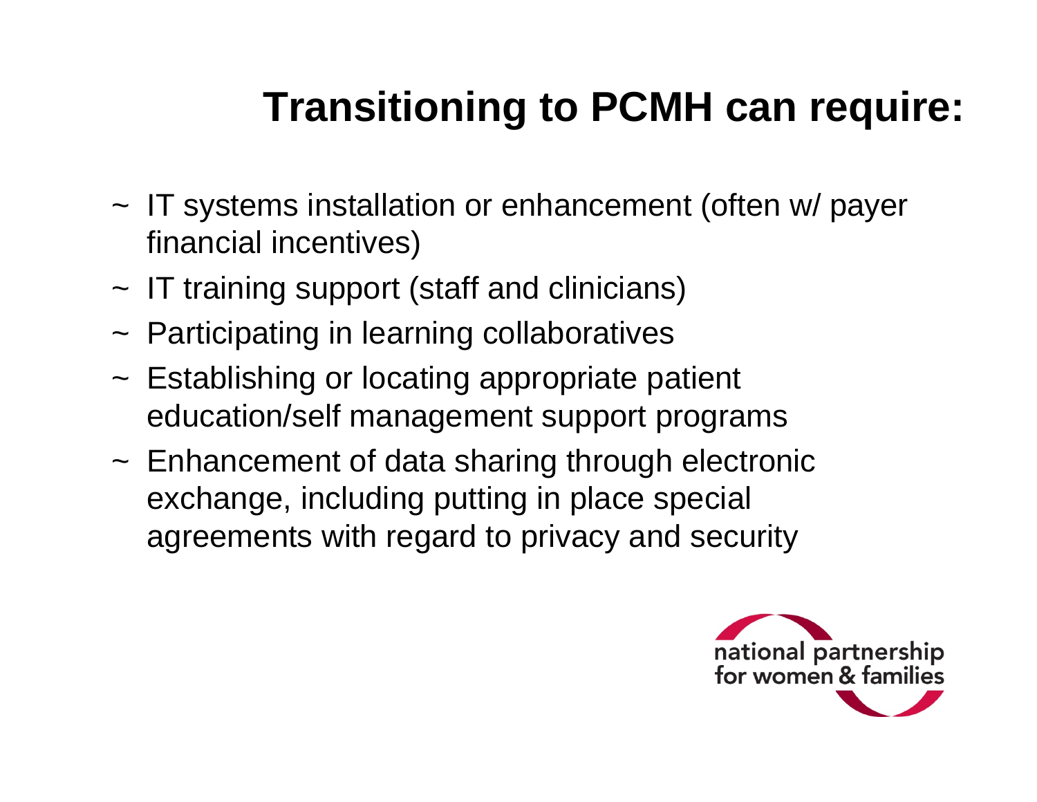# Transitioning to PCMH can require:

- IT systems installation or enhancement (often w/ payer financial incentives)
- IT training support (staff and clinicians)
- Participating in learning collaboratives
- Establishing or locating appropriate patient education/self management support programs
- Enhancement of data sharing through electronic exchange, including putting in place special agreements with regard to privacy and security

national partnership for women & families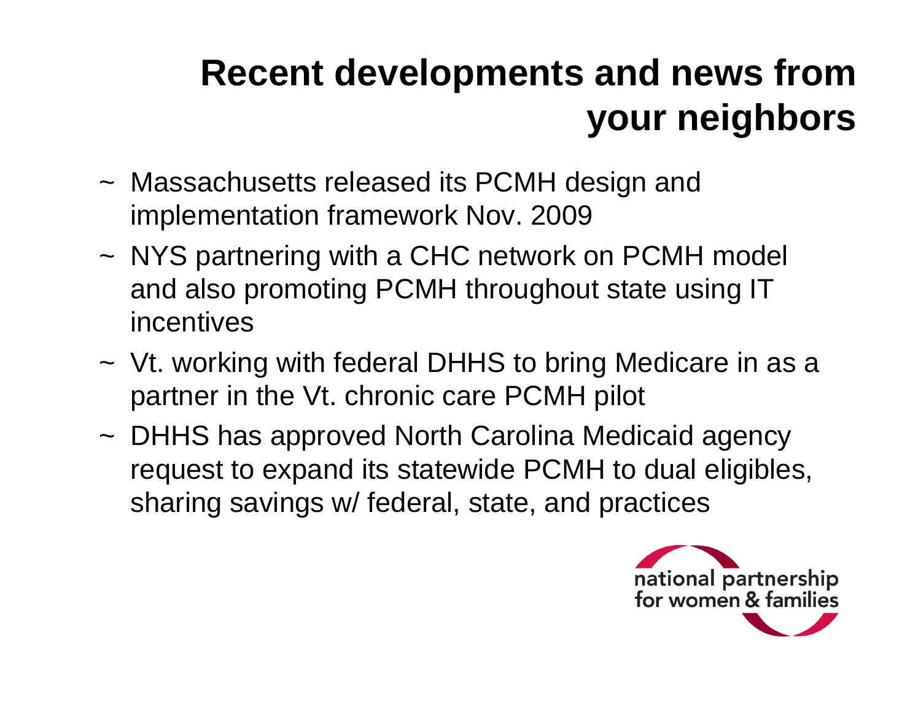# Recent developments and news from your neighbors

~ Massachusetts released its PCMH design and implementation framework Nov. 2009

~ NYS partnering with a CHC network on PCMH model and also promoting PCMH throughout state using IT incentives

~ Vt. working with federal DHHS to bring Medicare in as a partner in the Vt. chronic care PCMH pilot

~ DHHS has approved North Carolina Medicaid agency request to expand its statewide PCMH to dual eligibles, sharing savings w/ federal, state, and practices

national partnership for women & families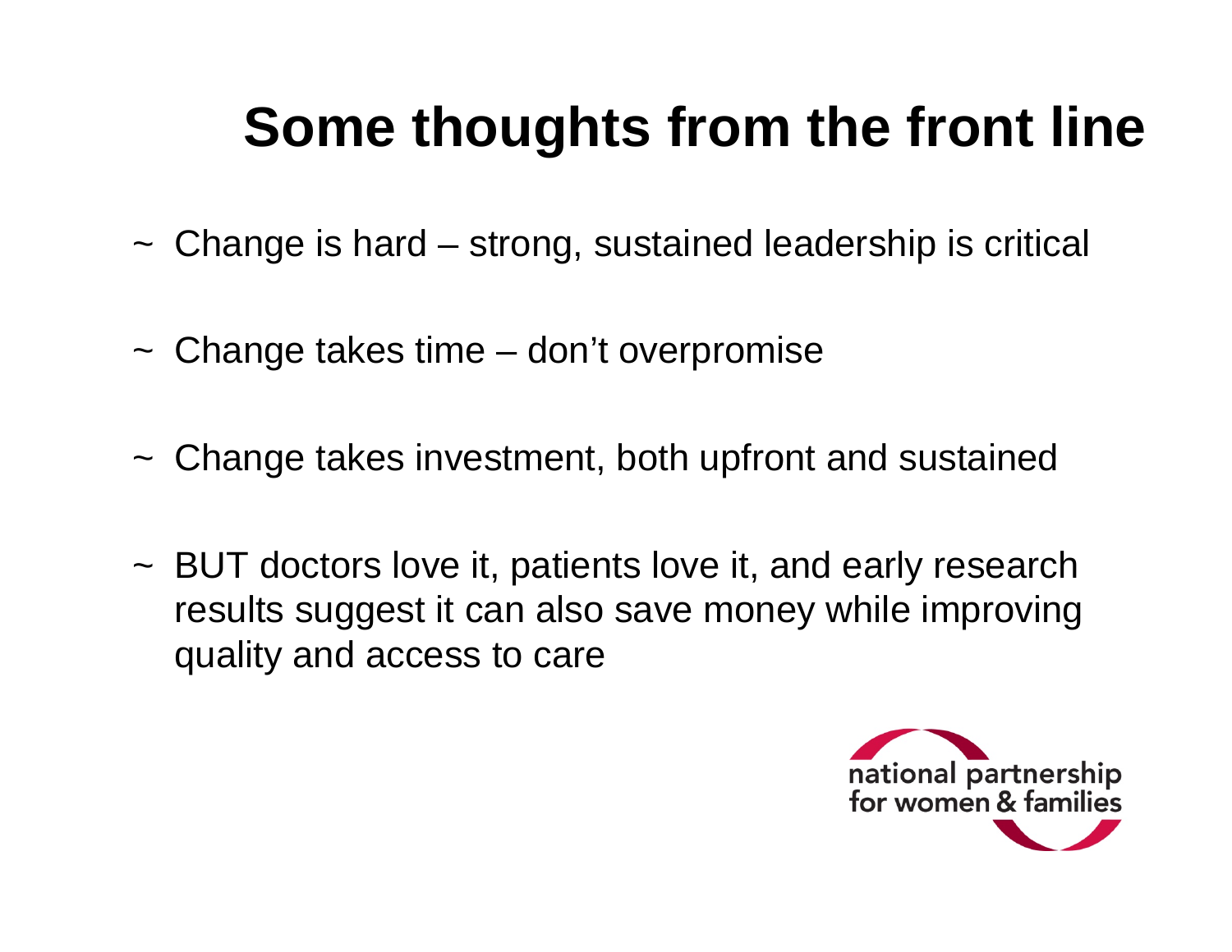# Some thoughts from the front line

~ Change is hard – strong, sustained leadership is critical

~ Change takes time – don't overpromise

~ Change takes investment, both upfront and sustained

~ BUT doctors love it, patients love it, and early research results suggest it can also save money while improving quality and access to care

national partnership for women & families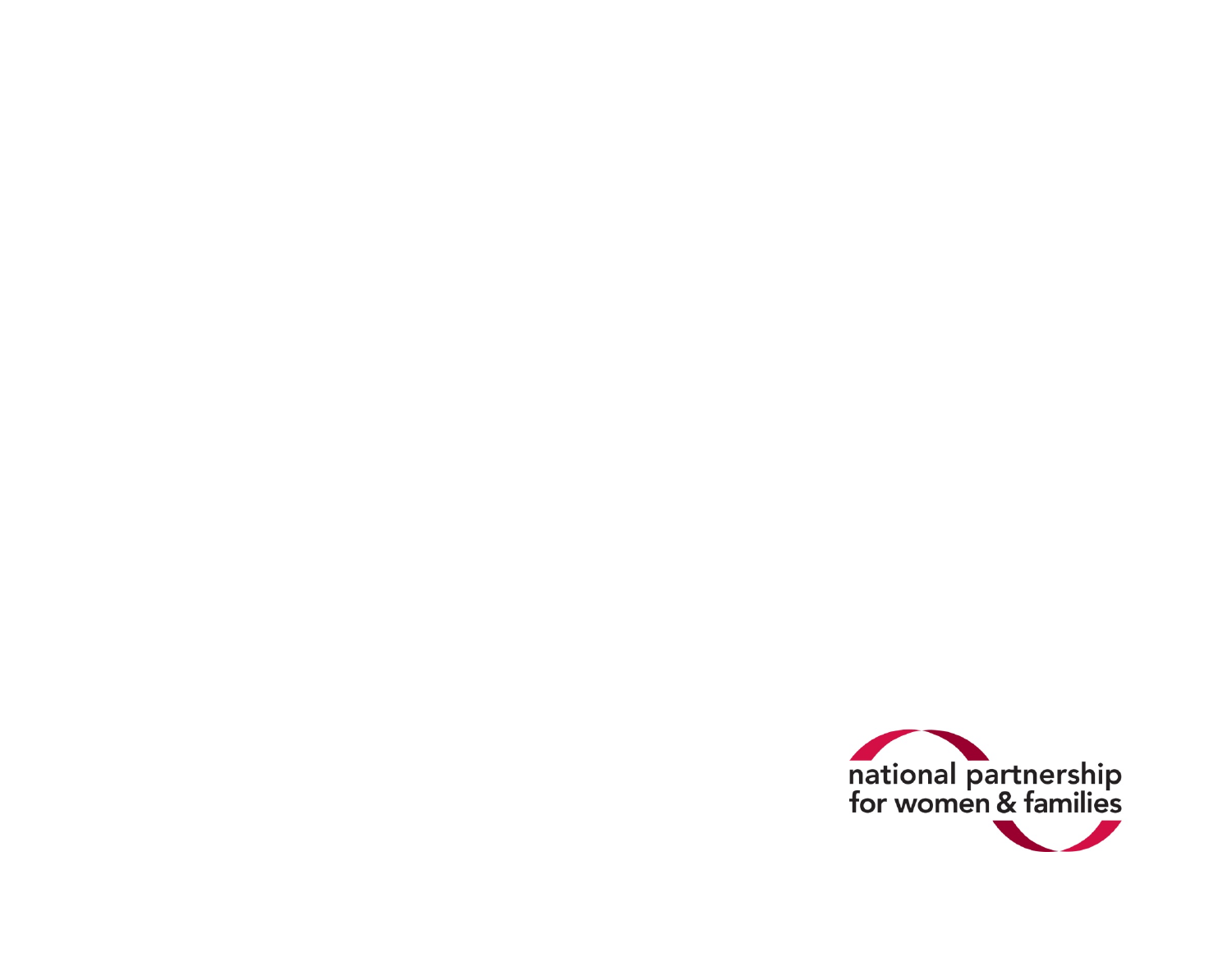national partnership for women & families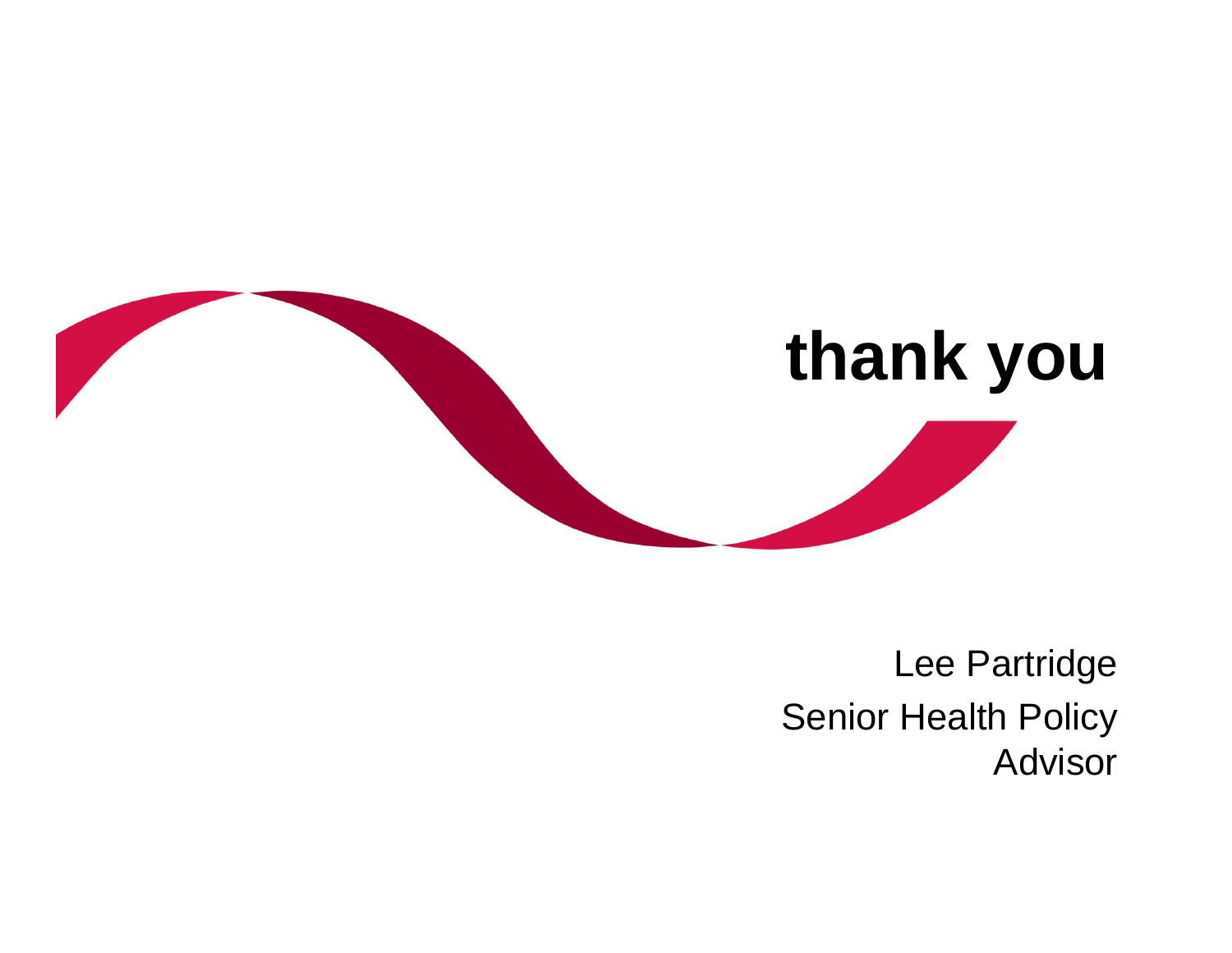# thank you

Lee Partridge
Senior Health Policy Advisor